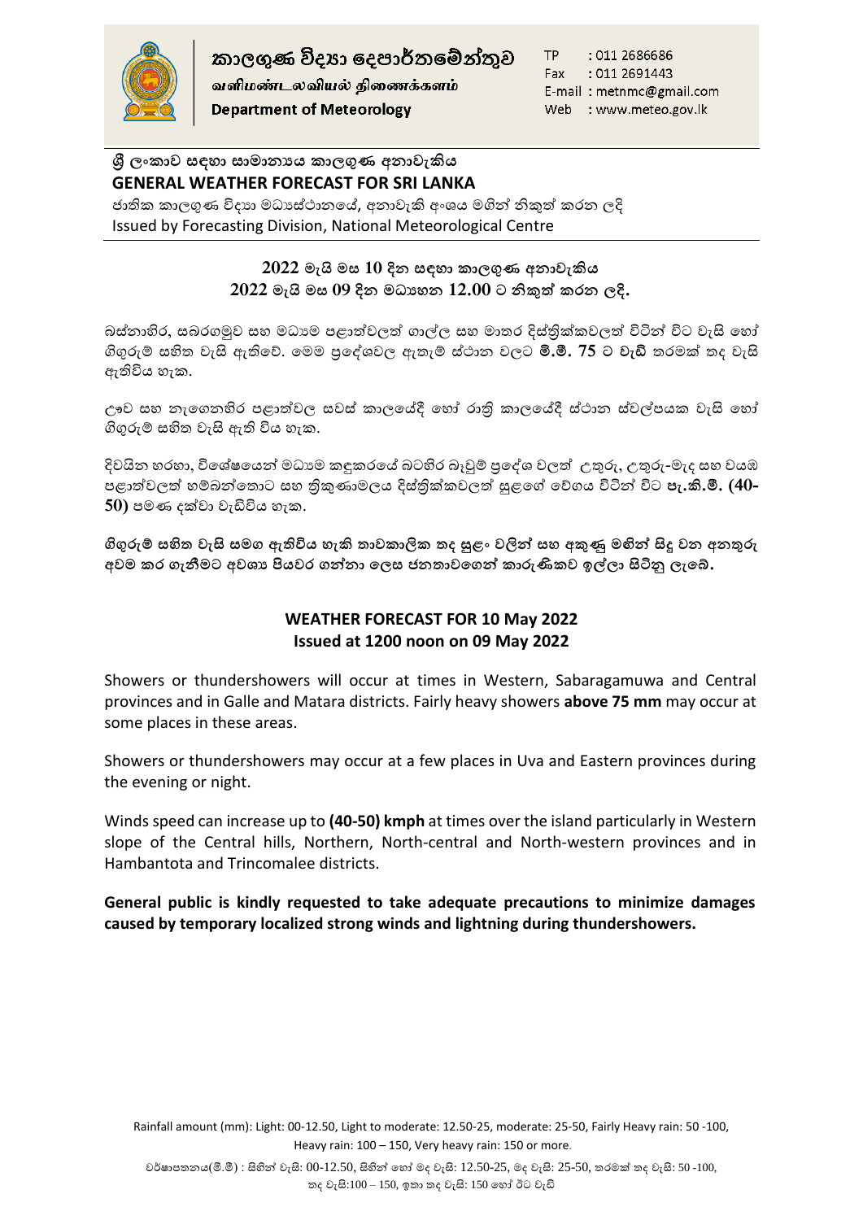**කාලගුණ විද්‍යා දෙපාර්තමේන්තුව**
**வளிமண்டலவியல் திணைக்களம்**
**Department of Meteorology**

TP : 011 2686686
Fax : 011 2691443
E-mail : metnmc@gmail.com
Web : www.meteo.gov.lk

## ශ්‍රී ලංකාව සඳහා සාමාන්‍යය කාලගුණ අනාවැකිය
## GENERAL WEATHER FORECAST FOR SRI LANKA

ජාතික කාලගුණ විද්‍යා මධ්‍යස්ථානයේ, අනාවැකි අංශය මගින් නිකුත් කරන ලදි
Issued by Forecasting Division, National Meteorological Centre

### 2022 මැයි මස 10 දින සඳහා කාලගුණ අනාවැකිය
### 2022 මැයි මස 09 දින මධ්‍යහන 12.00 ට නිකුත් කරන ලදි.

බස්නාහිර, සබරගමුව සහ මධ්‍යම පළාත්වලත් ගාල්ල සහ මාතර දිස්ත්‍රික්කවලත් විටින් විට වැසි හෝ ගිගුරුම් සහිත වැසි ඇතිවේ. මෙම ප්‍රදේශවල ඇතැම් ස්ථාන වලට **මි.මී. 75** ට වැඩි තරමක් තද වැසි ඇතිවිය හැක.

ඌව සහ නැගෙනහිර පළාත්වල සවස් කාලයේදී හෝ රාත්‍රි කාලයේදී ස්ථාන ස්වල්පයක වැසි හෝ ගිගුරුම් සහිත වැසි ඇති විය හැක.

දිවයින හරහා, විශේෂයෙන් මධ්‍යම කඳුකරයේ බටහිර බෑවුම් ප්‍රදේශ වලත් උතුරු, උතුරු-මැද සහ වයඹ පළාත්වලත් හම්බන්තොට සහ ත්‍රිකුණාමලය දිස්ත්‍රික්කවලත් සුළගේ වේගය විටින් විට **පැ.කි.මී. (40-50)** පමණ දක්වා වැඩිවිය හැක.

**ගිගුරුම් සහිත වැසි සමග ඇතිවිය හැකි තාවකාලික තද සුළං වලින් සහ අකුණු මගින් සිදු වන අනතුරු අවම කර ගැනීමට අවශ්‍ය පියවර ගන්නා ලෙස ජනතාවගෙන් කාරුණිකව ඉල්ලා සිටිනු ලැබේ.**

### WEATHER FORECAST FOR 10 May 2022
### Issued at 1200 noon on 09 May 2022

Showers or thundershowers will occur at times in Western, Sabaragamuwa and Central provinces and in Galle and Matara districts. Fairly heavy showers **above 75 mm** may occur at some places in these areas.

Showers or thundershowers may occur at a few places in Uva and Eastern provinces during the evening or night.

Winds speed can increase up to **(40-50) kmph** at times over the island particularly in Western slope of the Central hills, Northern, North-central and North-western provinces and in Hambantota and Trincomalee districts.

**General public is kindly requested to take adequate precautions to minimize damages caused by temporary localized strong winds and lightning during thundershowers.**

Rainfall amount (mm): Light: 00-12.50, Light to moderate: 12.50-25, moderate: 25-50, Fairly Heavy rain: 50 -100, Heavy rain: 100 – 150, Very heavy rain: 150 or more.

වර්ෂාපතනය(මි.මී) : සිහින් වැසි: 00-12.50, සිහින් හෝ මද වැසි: 12.50-25, මද වැසි: 25-50, තරමක් තද වැසි: 50 -100, තද වැසි:100 – 150, ඉතා තද වැසි: 150 හෝ ඊට වැඩි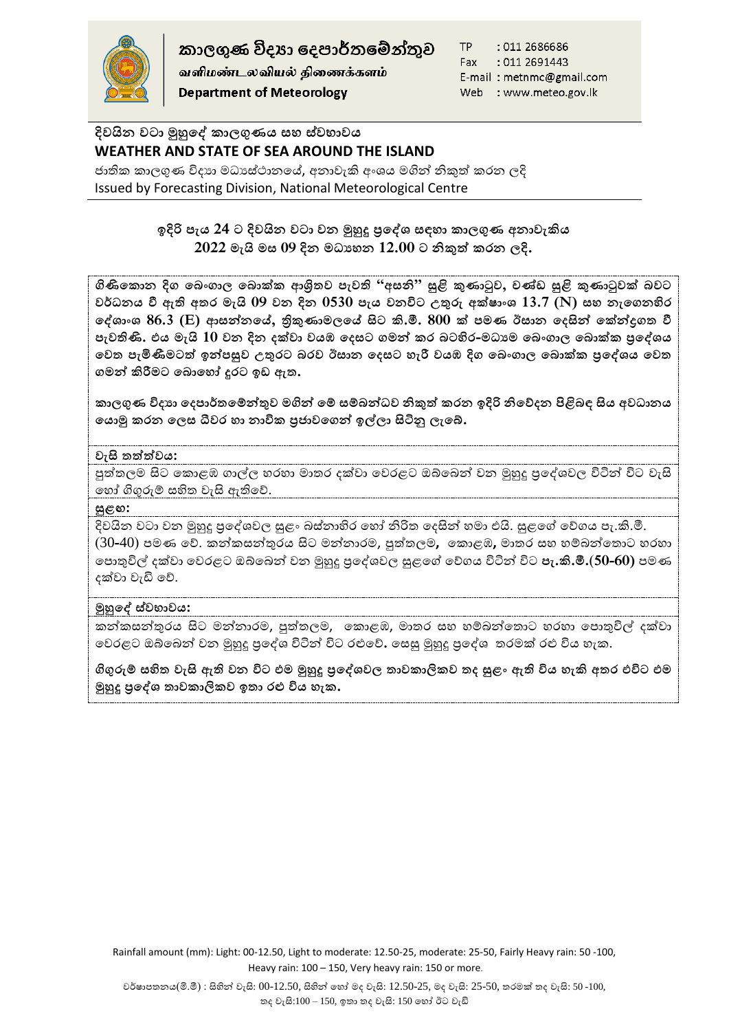කාලගුණ විද්‍යා දෙපාර්තමේන්තුව
வளிமண்டலவியல் திணைக்களம்
Department of Meteorology

TP : 011 2686686
Fax : 011 2691443
E-mail : metnmc@gmail.com
Web : www.meteo.gov.lk

## දිවයින වටා මුහුදේ කාලගුණය සහ ස්වභාවය
## WEATHER AND STATE OF SEA AROUND THE ISLAND

ජාතික කාලගුණ විද්‍යා මධ්‍යස්ථානයේ, අනාවැකි අංශය මගින් නිකුත් කරන ලදි
Issued by Forecasting Division, National Meteorological Centre

**ඉදිරි පැය 24 ට දිවයින වටා වන මුහුදු ප්‍රදේශ සඳහා කාලගුණ අනාවැකිය**
**2022 මැයි මස 09 දින මධ්‍යහන 12.00 ට නිකුත් කරන ලදි.**

**ගිණිකොන දිග බෙංගාල බොක්ක ආශ්‍රිතව පැවති "අසනි" සුළි කුණාටුව, චණ්ඩ සුළි කුණාටුවක් බවට වර්ධනය වී ඇති අතර මැයි 09 වන දින 0530 පැය වනවිට උතුරු අක්ෂාංශ 13.7 (N) සහ නැගෙනහිර දේශාංශ 86.3 (E) ආසන්නයේ, ත්‍රිකුණාමලයේ සිට කි.මී. 800 ක් පමණ ඊසාන දෙසින් කේන්ද්‍රගත වී පැවතිණි. එය මැයි 10 වන දින දක්වා වයඹ දෙසට ගමන් කර බටහිර-මධ්‍යම බෙංගාල බොක්ක ප්‍රදේශය වෙත පැමිණීමටත් ඉන්පසුව උතුරට බරව ඊසාන දෙසට හැරී වයඹ දිග බෙංගාල බොක්ක ප්‍රදේශය වෙත ගමන් කිරීමට බොහෝ දුරට ඉඩ ඇත.**

**කාලගුණ විද්‍යා දෙපාර්තමේන්තුව මගින් මේ සම්බන්ධව නිකුත් කරන ඉදිරි නිවේදන පිළිබඳ සිය අවධානය යොමු කරන ලෙස ධීවර හා නාවික ප්‍රජාවගෙන් ඉල්ලා සිටිනු ලැබේ.**

**වැසි තත්ත්වය:**

පුත්තලම සිට කොළඹ ගාල්ල හරහා මාතර දක්වා වෙරළට ඔබ්බෙන් වන මුහුදු ප්‍රදේශවල විටින් විට වැසි හෝ ගිගුරුම් සහිත වැසි ඇතිවේ.

**සුළඟ:**

දිවයින වටා වන මුහුදු ප්‍රදේශවල සුළං බස්නාහිර හෝ නිරිත දෙසින් හමා එයි. සුළගේ වේගය පැ.කි.මී. (30-40) පමණ වේ. කන්කසන්තුරය සිට මන්නාරම, පුත්තලම, කොළඹ, මාතර සහ හම්බන්තොට හරහා පොතුවිල් දක්වා වෙරළට ඔබ්බෙන් වන මුහුදු ප්‍රදේශවල සුළගේ වේගය විටින් විට **පැ.කි.මී.(50-60)** පමණ දක්වා වැඩි වේ.

**මුහුදේ ස්වභාවය:**

කන්කසන්තුරය සිට මන්නාරම, පුත්තලම, කොළඹ, මාතර සහ හම්බන්තොට හරහා පොතුවිල් දක්වා වෙරළට ඔබ්බෙන් වන මුහුදු ප්‍රදේශ විටින් විට රළුවේ. සෙසු මුහුදු ප්‍රදේශ තරමක් රළු විය හැක.

**ගිගුරුම් සහිත වැසි ඇති වන විට එම මුහුදු ප්‍රදේශවල තාවකාලිකව තද සුළං ඇති විය හැකි අතර එවිට එම මුහුදු ප්‍රදේශ තාවකාලිකව ඉතා රළු විය හැක.**

Rainfall amount (mm): Light: 00-12.50, Light to moderate: 12.50-25, moderate: 25-50, Fairly Heavy rain: 50 -100, Heavy rain: 100 – 150, Very heavy rain: 150 or more.

වර්ෂාපතනය(මි.මී) : සිහින් වැසි: 00-12.50, සිහින් හෝ මද වැසි: 12.50-25, මද වැසි: 25-50, තරමක් තද වැසි: 50 -100, තද වැසි:100 – 150, ඉතා තද වැසි: 150 හෝ ඊට වැඩි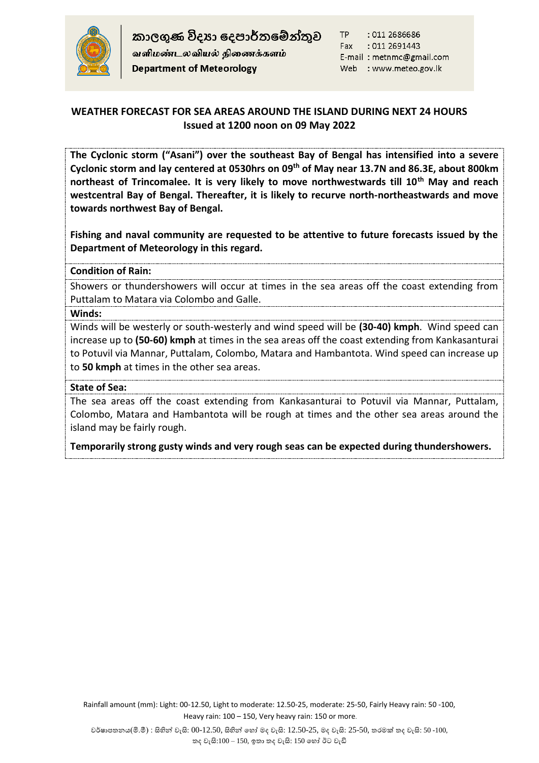කාලගුණ විද්‍යා දෙපාර්තමේන්තුව
வளிமண்டலவியல் திணைக்களம்
**Department of Meteorology**

TP : 011 2686686
Fax : 011 2691443
E-mail : metnmc@gmail.com
Web : www.meteo.gov.lk

## WEATHER FORECAST FOR SEA AREAS AROUND THE ISLAND DURING NEXT 24 HOURS
## Issued at 1200 noon on 09 May 2022

**The Cyclonic storm ("Asani") over the southeast Bay of Bengal has intensified into a severe Cyclonic storm and lay centered at 0530hrs on 09th of May near 13.7N and 86.3E, about 800km northeast of Trincomalee. It is very likely to move northwestwards till 10th May and reach westcentral Bay of Bengal. Thereafter, it is likely to recurve north-northeastwards and move towards northwest Bay of Bengal.**

**Fishing and naval community are requested to be attentive to future forecasts issued by the Department of Meteorology in this regard.**

**Condition of Rain:**

Showers or thundershowers will occur at times in the sea areas off the coast extending from Puttalam to Matara via Colombo and Galle.

**Winds:**

Winds will be westerly or south-westerly and wind speed will be **(30-40) kmph**. Wind speed can increase up to **(50-60) kmph** at times in the sea areas off the coast extending from Kankasanturai to Potuvil via Mannar, Puttalam, Colombo, Matara and Hambantota. Wind speed can increase up to **50 kmph** at times in the other sea areas.

**State of Sea:**

The sea areas off the coast extending from Kankasanturai to Potuvil via Mannar, Puttalam, Colombo, Matara and Hambantota will be rough at times and the other sea areas around the island may be fairly rough.

**Temporarily strong gusty winds and very rough seas can be expected during thundershowers.**

Rainfall amount (mm): Light: 00-12.50, Light to moderate: 12.50-25, moderate: 25-50, Fairly Heavy rain: 50 -100, Heavy rain: 100 – 150, Very heavy rain: 150 or more.

වර්ෂාපතනය(මි.මී) : සිහින් වැසි: 00-12.50, සිහින් හෝ මද වැසි: 12.50-25, මද වැසි: 25-50, තරමක් තද වැසි: 50 -100, තද වැසි:100 – 150, ඉතා තද වැසි: 150 හෝ ඊට වැඩි